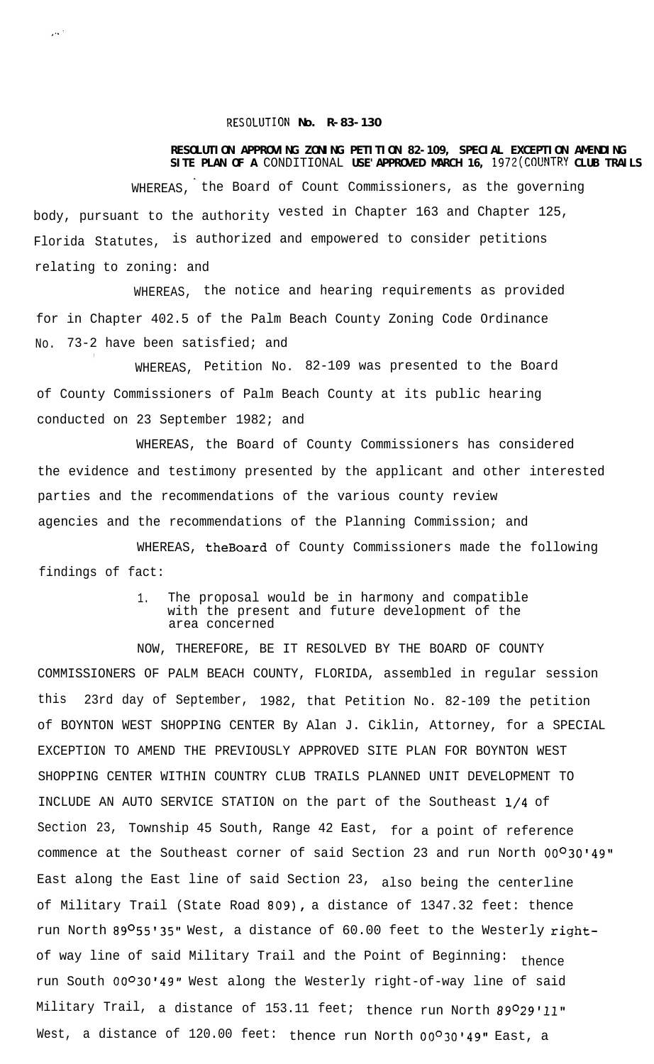# RESOLUTION No. R-83-130

**RESOLUTION APPROVING ZONING PETITION 82-109, SPECIAL EXCEPTION AMENDING SITE PLAN OF A CONDITIONAL USE APPROVED MARCH 16, 1972(COUNTRY CLUB TRAILS**

WHEREAS, the Board of Count Commissioners, as the governing body, pursuant to the authority vested in Chapter 163 and Chapter 125, Florida Statutes, is authorized and empowered to consider petitions relating to zoning: and

WHEREAS, the notice and hearing requirements as provided for in Chapter 402.5 of the Palm Beach County Zoning Code Ordinance No. 73-2 have been satisfied; and

WHEREAS, Petition No. 82-109 was presented to the Board of County Commissioners of Palm Beach County at its public hearing conducted on 23 September 1982; and

WHEREAS, the Board of County Commissioners has considered the evidence and testimony presented by the applicant and other interested parties and the recommendations of the various county review agencies and the recommendations of the Planning Commission; and

WHEREAS, theBoard of County Commissioners made the following findings of fact:

1. The proposal would be in harmony and compatible with the present and future development of the area concerned

NOW, THEREFORE, BE IT RESOLVED BY THE BOARD OF COUNTY COMMISSIONERS OF PALM BEACH COUNTY, FLORIDA, assembled in regular session this 23rd day of September, 1982, that Petition No. 82-109 the petition of BOYNTON WEST SHOPPING CENTER By Alan J. Ciklin, Attorney, for a SPECIAL EXCEPTION TO AMEND THE PREVIOUSLY APPROVED SITE PLAN FOR BOYNTON WEST SHOPPING CENTER WITHIN COUNTRY CLUB TRAILS PLANNED UNIT DEVELOPMENT TO INCLUDE AN AUTO SERVICE STATION on the part of the Southeast 1/4 of Section 23, Township 45 South, Range 42 East, for a point of reference commence at the Southeast corner of said Section 23 and run North 00°30'49" East along the East line of said Section 23, also being the centerline of Military Trail (State Road 809), a distance of 1347.32 feet: thence run North 89°55'35" West, a distance of 60.00 feet to the Westerly right-of way line of said Military Trail and the Point of Beginning: thence run South 00°30'49" West along the Westerly right-of-way line of said Military Trail, a distance of 153.11 feet; thence run North 89°29'11" West, a distance of 120.00 feet: thence run North 00°30'49" East, a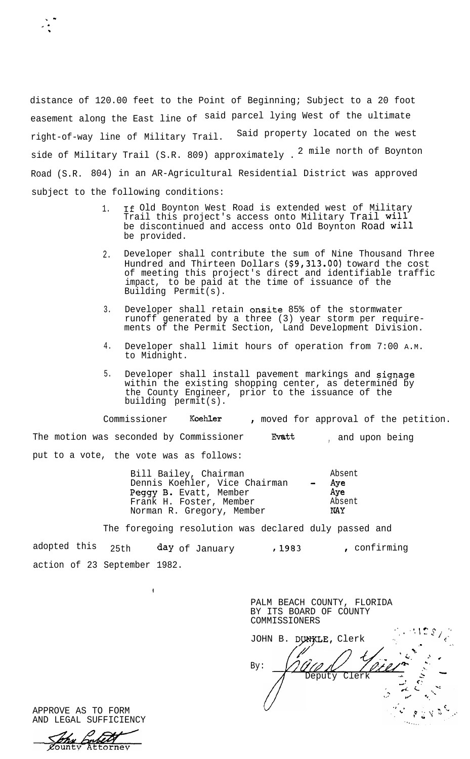distance of 120.00 feet to the Point of Beginning; Subject to a 20 foot easement along the East line of said parcel lying West of the ultimate right-of-way line of Military Trail. Said property located on the west side of Military Trail (S.R. 809) approximately .2 mile north of Boynton Road (S.R. 804) in an AR-Agricultural Residential District was approved subject to the following conditions:

1. If Old Boynton West Road is extended west of Military Trail this project's access onto Military Trail will be discontinued and access onto Old Boynton Road will be provided.

2. Developer shall contribute the sum of Nine Thousand Three Hundred and Thirteen Dollars ($9,313.00) toward the cost of meeting this project's direct and identifiable traffic impact, to be paid at the time of issuance of the Building Permit(s).

3. Developer shall retain onsite 85% of the stormwater runoff generated by a three (3) year storm per requirements of the Permit Section, Land Development Division.

4. Developer shall limit hours of operation from 7:00 A.M. to Midnight.

5. Developer shall install pavement markings and signage within the existing shopping center, as determined by the County Engineer, prior to the issuance of the building permit(s).

Commissioner Koehler, moved for approval of the petition. The motion was seconded by Commissioner Evatt, and upon being put to a vote, the vote was as follows:

| | |
|---|---|
| Bill Bailey, Chairman | Absent |
| Dennis Koehler, Vice Chairman | Aye |
| Peggy B. Evatt, Member | Aye |
| Frank H. Foster, Member | Absent |
| Norman R. Gregory, Member | NAY |

The foregoing resolution was declared duly passed and adopted this 25th day of January, 1983, confirming action of 23 September 1982.

PALM BEACH COUNTY, FLORIDA
BY ITS BOARD OF COUNTY COMMISSIONERS

JOHN B. DUNKLE, Clerk

By: [signature]
Deputy Clerk

APPROVE AS TO FORM
AND LEGAL SUFFICIENCY

[signature]
County Attorney